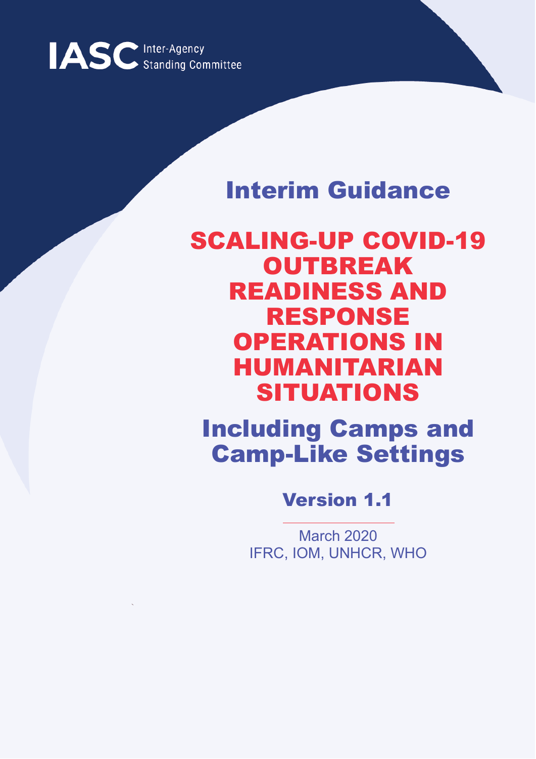IASC Inter-Agency Standing Committee

## Interim Guidance

# SCALING-UP COVID-19 OUTBREAK READINESS AND RESPONSE OPERATIONS IN HUMANITARIAN SITUATIONS

## Including Camps and Camp-Like Settings

### Version 1.1

March 2020
IFRC, IOM, UNHCR, WHO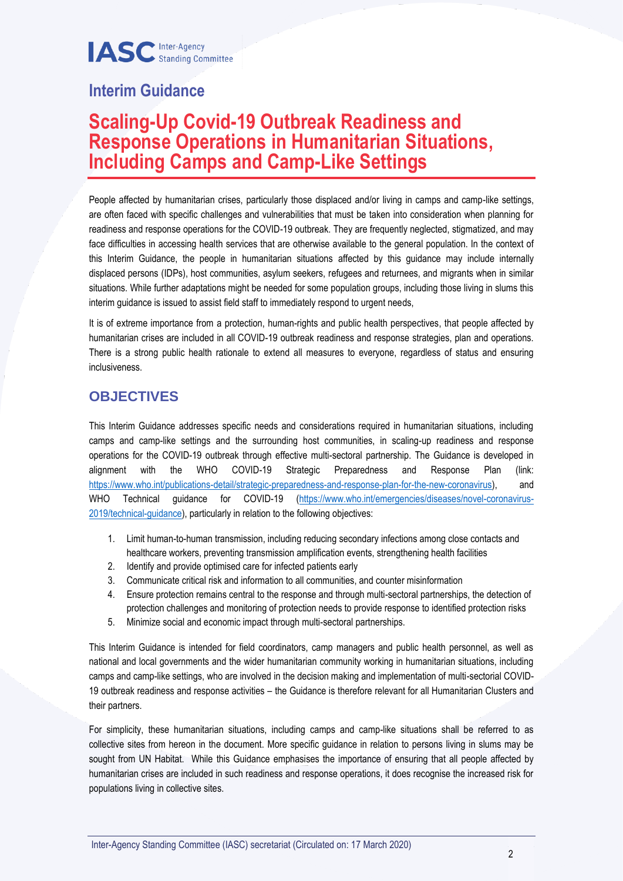IASC Inter-Agency Standing Committee

## Interim Guidance

# Scaling-Up Covid-19 Outbreak Readiness and Response Operations in Humanitarian Situations, Including Camps and Camp-Like Settings

People affected by humanitarian crises, particularly those displaced and/or living in camps and camp-like settings, are often faced with specific challenges and vulnerabilities that must be taken into consideration when planning for readiness and response operations for the COVID-19 outbreak. They are frequently neglected, stigmatized, and may face difficulties in accessing health services that are otherwise available to the general population. In the context of this Interim Guidance, the people in humanitarian situations affected by this guidance may include internally displaced persons (IDPs), host communities, asylum seekers, refugees and returnees, and migrants when in similar situations. While further adaptations might be needed for some population groups, including those living in slums this interim guidance is issued to assist field staff to immediately respond to urgent needs,

It is of extreme importance from a protection, human-rights and public health perspectives, that people affected by humanitarian crises are included in all COVID-19 outbreak readiness and response strategies, plan and operations. There is a strong public health rationale to extend all measures to everyone, regardless of status and ensuring inclusiveness.

## OBJECTIVES

This Interim Guidance addresses specific needs and considerations required in humanitarian situations, including camps and camp-like settings and the surrounding host communities, in scaling-up readiness and response operations for the COVID-19 outbreak through effective multi-sectoral partnership. The Guidance is developed in alignment with the WHO COVID-19 Strategic Preparedness and Response Plan (link: https://www.who.int/publications-detail/strategic-preparedness-and-response-plan-for-the-new-coronavirus), and WHO Technical guidance for COVID-19 (https://www.who.int/emergencies/diseases/novel-coronavirus-2019/technical-guidance), particularly in relation to the following objectives:

1. Limit human-to-human transmission, including reducing secondary infections among close contacts and healthcare workers, preventing transmission amplification events, strengthening health facilities
2. Identify and provide optimised care for infected patients early
3. Communicate critical risk and information to all communities, and counter misinformation
4. Ensure protection remains central to the response and through multi-sectoral partnerships, the detection of protection challenges and monitoring of protection needs to provide response to identified protection risks
5. Minimize social and economic impact through multi-sectoral partnerships.

This Interim Guidance is intended for field coordinators, camp managers and public health personnel, as well as national and local governments and the wider humanitarian community working in humanitarian situations, including camps and camp-like settings, who are involved in the decision making and implementation of multi-sectorial COVID-19 outbreak readiness and response activities – the Guidance is therefore relevant for all Humanitarian Clusters and their partners.

For simplicity, these humanitarian situations, including camps and camp-like situations shall be referred to as collective sites from hereon in the document. More specific guidance in relation to persons living in slums may be sought from UN Habitat. While this Guidance emphasises the importance of ensuring that all people affected by humanitarian crises are included in such readiness and response operations, it does recognise the increased risk for populations living in collective sites.

Inter-Agency Standing Committee (IASC) secretariat (Circulated on: 17 March 2020)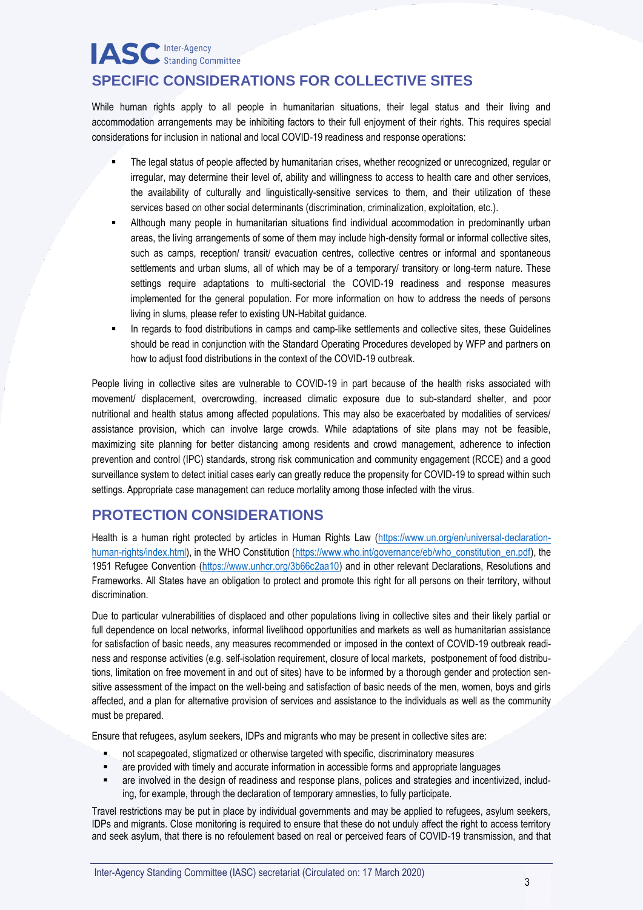## SPECIFIC CONSIDERATIONS FOR COLLECTIVE SITES

While human rights apply to all people in humanitarian situations, their legal status and their living and accommodation arrangements may be inhibiting factors to their full enjoyment of their rights. This requires special considerations for inclusion in national and local COVID-19 readiness and response operations:

- The legal status of people affected by humanitarian crises, whether recognized or unrecognized, regular or irregular, may determine their level of, ability and willingness to access to health care and other services, the availability of culturally and linguistically-sensitive services to them, and their utilization of these services based on other social determinants (discrimination, criminalization, exploitation, etc.).
- Although many people in humanitarian situations find individual accommodation in predominantly urban areas, the living arrangements of some of them may include high-density formal or informal collective sites, such as camps, reception/ transit/ evacuation centres, collective centres or informal and spontaneous settlements and urban slums, all of which may be of a temporary/ transitory or long-term nature. These settings require adaptations to multi-sectorial the COVID-19 readiness and response measures implemented for the general population. For more information on how to address the needs of persons living in slums, please refer to existing UN-Habitat guidance.
- In regards to food distributions in camps and camp-like settlements and collective sites, these Guidelines should be read in conjunction with the Standard Operating Procedures developed by WFP and partners on how to adjust food distributions in the context of the COVID-19 outbreak.

People living in collective sites are vulnerable to COVID-19 in part because of the health risks associated with movement/ displacement, overcrowding, increased climatic exposure due to sub-standard shelter, and poor nutritional and health status among affected populations. This may also be exacerbated by modalities of services/ assistance provision, which can involve large crowds. While adaptations of site plans may not be feasible, maximizing site planning for better distancing among residents and crowd management, adherence to infection prevention and control (IPC) standards, strong risk communication and community engagement (RCCE) and a good surveillance system to detect initial cases early can greatly reduce the propensity for COVID-19 to spread within such settings. Appropriate case management can reduce mortality among those infected with the virus.

## PROTECTION CONSIDERATIONS

Health is a human right protected by articles in Human Rights Law (https://www.un.org/en/universal-declaration-human-rights/index.html), in the WHO Constitution (https://www.who.int/governance/eb/who_constitution_en.pdf), the 1951 Refugee Convention (https://www.unhcr.org/3b66c2aa10) and in other relevant Declarations, Resolutions and Frameworks. All States have an obligation to protect and promote this right for all persons on their territory, without discrimination.

Due to particular vulnerabilities of displaced and other populations living in collective sites and their likely partial or full dependence on local networks, informal livelihood opportunities and markets as well as humanitarian assistance for satisfaction of basic needs, any measures recommended or imposed in the context of COVID-19 outbreak readiness and response activities (e.g. self-isolation requirement, closure of local markets, postponement of food distributions, limitation on free movement in and out of sites) have to be informed by a thorough gender and protection sensitive assessment of the impact on the well-being and satisfaction of basic needs of the men, women, boys and girls affected, and a plan for alternative provision of services and assistance to the individuals as well as the community must be prepared.

Ensure that refugees, asylum seekers, IDPs and migrants who may be present in collective sites are:

- not scapegoated, stigmatized or otherwise targeted with specific, discriminatory measures
- are provided with timely and accurate information in accessible forms and appropriate languages
- are involved in the design of readiness and response plans, polices and strategies and incentivized, including, for example, through the declaration of temporary amnesties, to fully participate.

Travel restrictions may be put in place by individual governments and may be applied to refugees, asylum seekers, IDPs and migrants. Close monitoring is required to ensure that these do not unduly affect the right to access territory and seek asylum, that there is no refoulement based on real or perceived fears of COVID-19 transmission, and that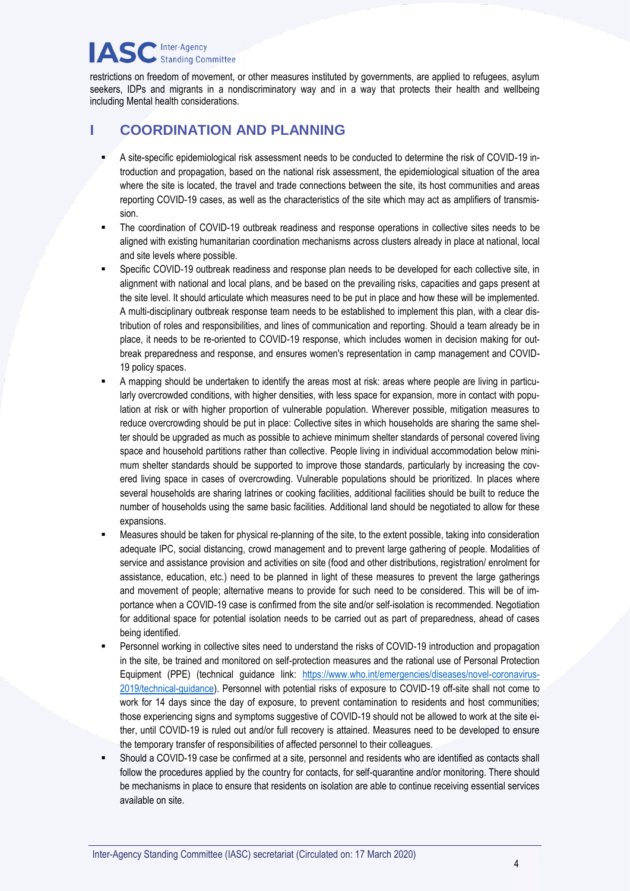restrictions on freedom of movement, or other measures instituted by governments, are applied to refugees, asylum seekers, IDPs and migrants in a nondiscriminatory way and in a way that protects their health and wellbeing including Mental health considerations.

# I COORDINATION AND PLANNING

- A site-specific epidemiological risk assessment needs to be conducted to determine the risk of COVID-19 introduction and propagation, based on the national risk assessment, the epidemiological situation of the area where the site is located, the travel and trade connections between the site, its host communities and areas reporting COVID-19 cases, as well as the characteristics of the site which may act as amplifiers of transmission.
- The coordination of COVID-19 outbreak readiness and response operations in collective sites needs to be aligned with existing humanitarian coordination mechanisms across clusters already in place at national, local and site levels where possible.
- Specific COVID-19 outbreak readiness and response plan needs to be developed for each collective site, in alignment with national and local plans, and be based on the prevailing risks, capacities and gaps present at the site level. It should articulate which measures need to be put in place and how these will be implemented. A multi-disciplinary outbreak response team needs to be established to implement this plan, with a clear distribution of roles and responsibilities, and lines of communication and reporting. Should a team already be in place, it needs to be re-oriented to COVID-19 response, which includes women in decision making for outbreak preparedness and response, and ensures women's representation in camp management and COVID-19 policy spaces.
- A mapping should be undertaken to identify the areas most at risk: areas where people are living in particularly overcrowded conditions, with higher densities, with less space for expansion, more in contact with population at risk or with higher proportion of vulnerable population. Wherever possible, mitigation measures to reduce overcrowding should be put in place: Collective sites in which households are sharing the same shelter should be upgraded as much as possible to achieve minimum shelter standards of personal covered living space and household partitions rather than collective. People living in individual accommodation below minimum shelter standards should be supported to improve those standards, particularly by increasing the covered living space in cases of overcrowding. Vulnerable populations should be prioritized. In places where several households are sharing latrines or cooking facilities, additional facilities should be built to reduce the number of households using the same basic facilities. Additional land should be negotiated to allow for these expansions.
- Measures should be taken for physical re-planning of the site, to the extent possible, taking into consideration adequate IPC, social distancing, crowd management and to prevent large gathering of people. Modalities of service and assistance provision and activities on site (food and other distributions, registration/ enrolment for assistance, education, etc.) need to be planned in light of these measures to prevent the large gatherings and movement of people; alternative means to provide for such need to be considered. This will be of importance when a COVID-19 case is confirmed from the site and/or self-isolation is recommended. Negotiation for additional space for potential isolation needs to be carried out as part of preparedness, ahead of cases being identified.
- Personnel working in collective sites need to understand the risks of COVID-19 introduction and propagation in the site, be trained and monitored on self-protection measures and the rational use of Personal Protection Equipment (PPE) (technical guidance link: [https://www.who.int/emergencies/diseases/novel-coronavirus-2019/technical-guidance](https://www.who.int/emergencies/diseases/novel-coronavirus-2019/technical-guidance)). Personnel with potential risks of exposure to COVID-19 off-site shall not come to work for 14 days since the day of exposure, to prevent contamination to residents and host communities; those experiencing signs and symptoms suggestive of COVID-19 should not be allowed to work at the site either, until COVID-19 is ruled out and/or full recovery is attained. Measures need to be developed to ensure the temporary transfer of responsibilities of affected personnel to their colleagues.
- Should a COVID-19 case be confirmed at a site, personnel and residents who are identified as contacts shall follow the procedures applied by the country for contacts, for self-quarantine and/or monitoring. There should be mechanisms in place to ensure that residents on isolation are able to continue receiving essential services available on site.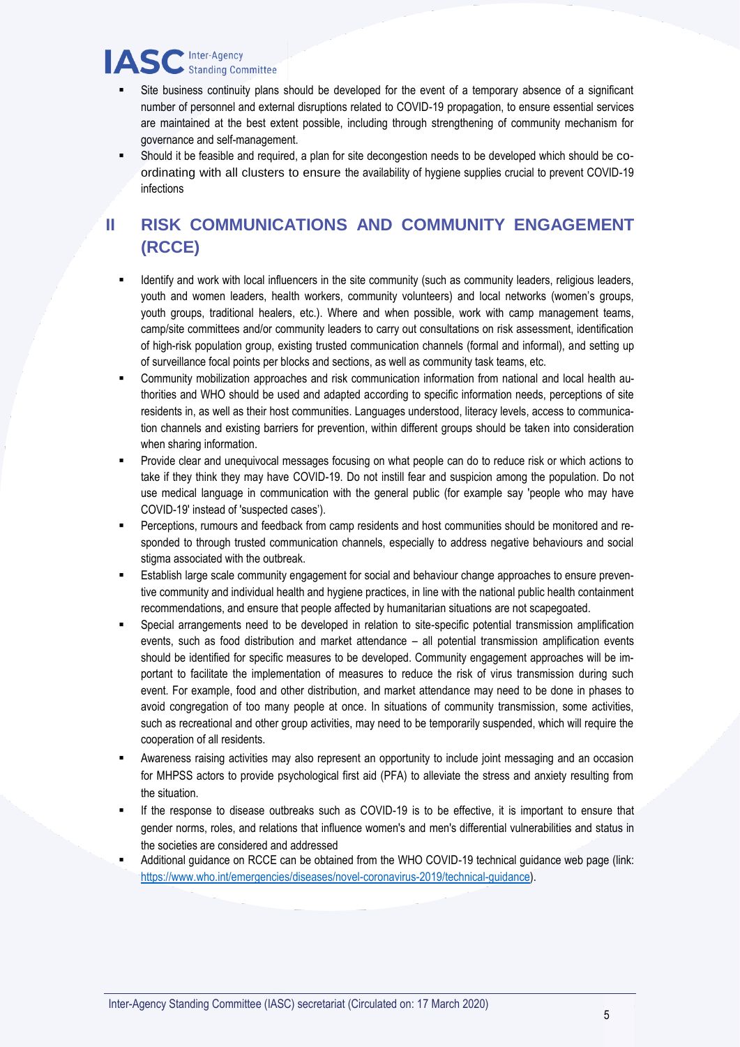- Site business continuity plans should be developed for the event of a temporary absence of a significant number of personnel and external disruptions related to COVID-19 propagation, to ensure essential services are maintained at the best extent possible, including through strengthening of community mechanism for governance and self-management.
- Should it be feasible and required, a plan for site decongestion needs to be developed which should be co-ordinating with all clusters to ensure the availability of hygiene supplies crucial to prevent COVID-19 infections

## II RISK COMMUNICATIONS AND COMMUNITY ENGAGEMENT (RCCE)

- Identify and work with local influencers in the site community (such as community leaders, religious leaders, youth and women leaders, health workers, community volunteers) and local networks (women's groups, youth groups, traditional healers, etc.). Where and when possible, work with camp management teams, camp/site committees and/or community leaders to carry out consultations on risk assessment, identification of high-risk population group, existing trusted communication channels (formal and informal), and setting up of surveillance focal points per blocks and sections, as well as community task teams, etc.
- Community mobilization approaches and risk communication information from national and local health authorities and WHO should be used and adapted according to specific information needs, perceptions of site residents in, as well as their host communities. Languages understood, literacy levels, access to communication channels and existing barriers for prevention, within different groups should be taken into consideration when sharing information.
- Provide clear and unequivocal messages focusing on what people can do to reduce risk or which actions to take if they think they may have COVID-19. Do not instill fear and suspicion among the population. Do not use medical language in communication with the general public (for example say 'people who may have COVID-19' instead of 'suspected cases').
- Perceptions, rumours and feedback from camp residents and host communities should be monitored and responded to through trusted communication channels, especially to address negative behaviours and social stigma associated with the outbreak.
- Establish large scale community engagement for social and behaviour change approaches to ensure preventive community and individual health and hygiene practices, in line with the national public health containment recommendations, and ensure that people affected by humanitarian situations are not scapegoated.
- Special arrangements need to be developed in relation to site-specific potential transmission amplification events, such as food distribution and market attendance – all potential transmission amplification events should be identified for specific measures to be developed. Community engagement approaches will be important to facilitate the implementation of measures to reduce the risk of virus transmission during such event. For example, food and other distribution, and market attendance may need to be done in phases to avoid congregation of too many people at once. In situations of community transmission, some activities, such as recreational and other group activities, may need to be temporarily suspended, which will require the cooperation of all residents.
- Awareness raising activities may also represent an opportunity to include joint messaging and an occasion for MHPSS actors to provide psychological first aid (PFA) to alleviate the stress and anxiety resulting from the situation.
- If the response to disease outbreaks such as COVID-19 is to be effective, it is important to ensure that gender norms, roles, and relations that influence women's and men's differential vulnerabilities and status in the societies are considered and addressed
- Additional guidance on RCCE can be obtained from the WHO COVID-19 technical guidance web page (link: https://www.who.int/emergencies/diseases/novel-coronavirus-2019/technical-guidance).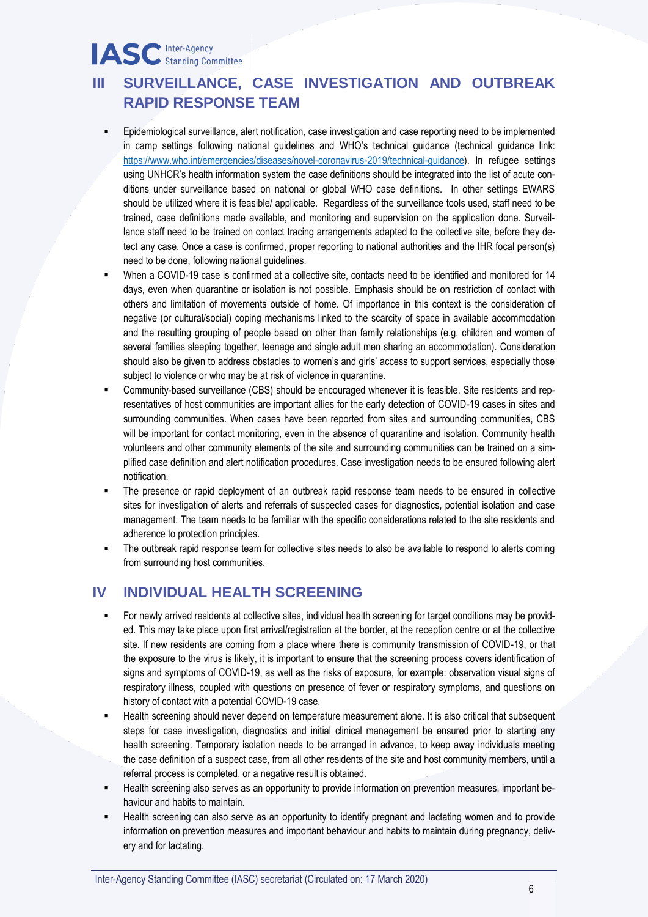## III SURVEILLANCE, CASE INVESTIGATION AND OUTBREAK RAPID RESPONSE TEAM

- Epidemiological surveillance, alert notification, case investigation and case reporting need to be implemented in camp settings following national guidelines and WHO's technical guidance (technical guidance link: https://www.who.int/emergencies/diseases/novel-coronavirus-2019/technical-guidance). In refugee settings using UNHCR's health information system the case definitions should be integrated into the list of acute conditions under surveillance based on national or global WHO case definitions. In other settings EWARS should be utilized where it is feasible/ applicable. Regardless of the surveillance tools used, staff need to be trained, case definitions made available, and monitoring and supervision on the application done. Surveillance staff need to be trained on contact tracing arrangements adapted to the collective site, before they detect any case. Once a case is confirmed, proper reporting to national authorities and the IHR focal person(s) need to be done, following national guidelines.
- When a COVID-19 case is confirmed at a collective site, contacts need to be identified and monitored for 14 days, even when quarantine or isolation is not possible. Emphasis should be on restriction of contact with others and limitation of movements outside of home. Of importance in this context is the consideration of negative (or cultural/social) coping mechanisms linked to the scarcity of space in available accommodation and the resulting grouping of people based on other than family relationships (e.g. children and women of several families sleeping together, teenage and single adult men sharing an accommodation). Consideration should also be given to address obstacles to women's and girls' access to support services, especially those subject to violence or who may be at risk of violence in quarantine.
- Community-based surveillance (CBS) should be encouraged whenever it is feasible. Site residents and representatives of host communities are important allies for the early detection of COVID-19 cases in sites and surrounding communities. When cases have been reported from sites and surrounding communities, CBS will be important for contact monitoring, even in the absence of quarantine and isolation. Community health volunteers and other community elements of the site and surrounding communities can be trained on a simplified case definition and alert notification procedures. Case investigation needs to be ensured following alert notification.
- The presence or rapid deployment of an outbreak rapid response team needs to be ensured in collective sites for investigation of alerts and referrals of suspected cases for diagnostics, potential isolation and case management. The team needs to be familiar with the specific considerations related to the site residents and adherence to protection principles.
- The outbreak rapid response team for collective sites needs to also be available to respond to alerts coming from surrounding host communities.

## IV INDIVIDUAL HEALTH SCREENING

- For newly arrived residents at collective sites, individual health screening for target conditions may be provided. This may take place upon first arrival/registration at the border, at the reception centre or at the collective site. If new residents are coming from a place where there is community transmission of COVID-19, or that the exposure to the virus is likely, it is important to ensure that the screening process covers identification of signs and symptoms of COVID-19, as well as the risks of exposure, for example: observation visual signs of respiratory illness, coupled with questions on presence of fever or respiratory symptoms, and questions on history of contact with a potential COVID-19 case.
- Health screening should never depend on temperature measurement alone. It is also critical that subsequent steps for case investigation, diagnostics and initial clinical management be ensured prior to starting any health screening. Temporary isolation needs to be arranged in advance, to keep away individuals meeting the case definition of a suspect case, from all other residents of the site and host community members, until a referral process is completed, or a negative result is obtained.
- Health screening also serves as an opportunity to provide information on prevention measures, important behaviour and habits to maintain.
- Health screening can also serve as an opportunity to identify pregnant and lactating women and to provide information on prevention measures and important behaviour and habits to maintain during pregnancy, delivery and for lactating.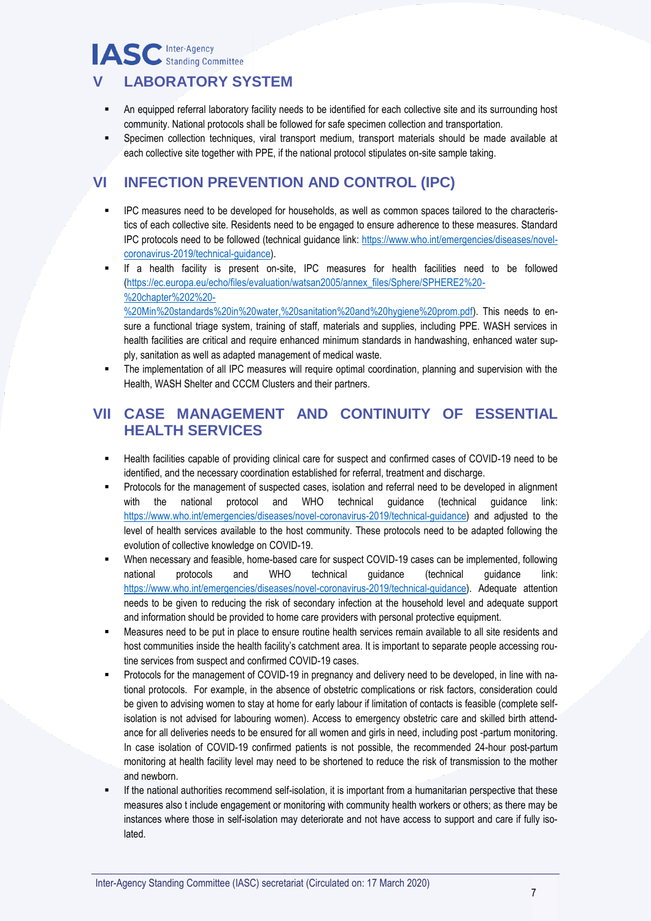## V LABORATORY SYSTEM

- An equipped referral laboratory facility needs to be identified for each collective site and its surrounding host community. National protocols shall be followed for safe specimen collection and transportation.
- Specimen collection techniques, viral transport medium, transport materials should be made available at each collective site together with PPE, if the national protocol stipulates on-site sample taking.

## VI INFECTION PREVENTION AND CONTROL (IPC)

- IPC measures need to be developed for households, as well as common spaces tailored to the characteristics of each collective site. Residents need to be engaged to ensure adherence to these measures. Standard IPC protocols need to be followed (technical guidance link: https://www.who.int/emergencies/diseases/novel-coronavirus-2019/technical-guidance).
- If a health facility is present on-site, IPC measures for health facilities need to be followed (https://ec.europa.eu/echo/files/evaluation/watsan2005/annex_files/Sphere/SPHERE2%20-%20chapter%202%20-%20Min%20standards%20in%20water,%20sanitation%20and%20hygiene%20prom.pdf). This needs to ensure a functional triage system, training of staff, materials and supplies, including PPE. WASH services in health facilities are critical and require enhanced minimum standards in handwashing, enhanced water supply, sanitation as well as adapted management of medical waste.
- The implementation of all IPC measures will require optimal coordination, planning and supervision with the Health, WASH Shelter and CCCM Clusters and their partners.

## VII CASE MANAGEMENT AND CONTINUITY OF ESSENTIAL HEALTH SERVICES

- Health facilities capable of providing clinical care for suspect and confirmed cases of COVID-19 need to be identified, and the necessary coordination established for referral, treatment and discharge.
- Protocols for the management of suspected cases, isolation and referral need to be developed in alignment with the national protocol and WHO technical guidance (technical guidance link: https://www.who.int/emergencies/diseases/novel-coronavirus-2019/technical-guidance) and adjusted to the level of health services available to the host community. These protocols need to be adapted following the evolution of collective knowledge on COVID-19.
- When necessary and feasible, home-based care for suspect COVID-19 cases can be implemented, following national protocols and WHO technical guidance (technical guidance link: https://www.who.int/emergencies/diseases/novel-coronavirus-2019/technical-guidance). Adequate attention needs to be given to reducing the risk of secondary infection at the household level and adequate support and information should be provided to home care providers with personal protective equipment.
- Measures need to be put in place to ensure routine health services remain available to all site residents and host communities inside the health facility's catchment area. It is important to separate people accessing routine services from suspect and confirmed COVID-19 cases.
- Protocols for the management of COVID-19 in pregnancy and delivery need to be developed, in line with national protocols. For example, in the absence of obstetric complications or risk factors, consideration could be given to advising women to stay at home for early labour if limitation of contacts is feasible (complete self-isolation is not advised for labouring women). Access to emergency obstetric care and skilled birth attendance for all deliveries needs to be ensured for all women and girls in need, including post -partum monitoring. In case isolation of COVID-19 confirmed patients is not possible, the recommended 24-hour post-partum monitoring at health facility level may need to be shortened to reduce the risk of transmission to the mother and newborn.
- If the national authorities recommend self-isolation, it is important from a humanitarian perspective that these measures also t include engagement or monitoring with community health workers or others; as there may be instances where those in self-isolation may deteriorate and not have access to support and care if fully isolated.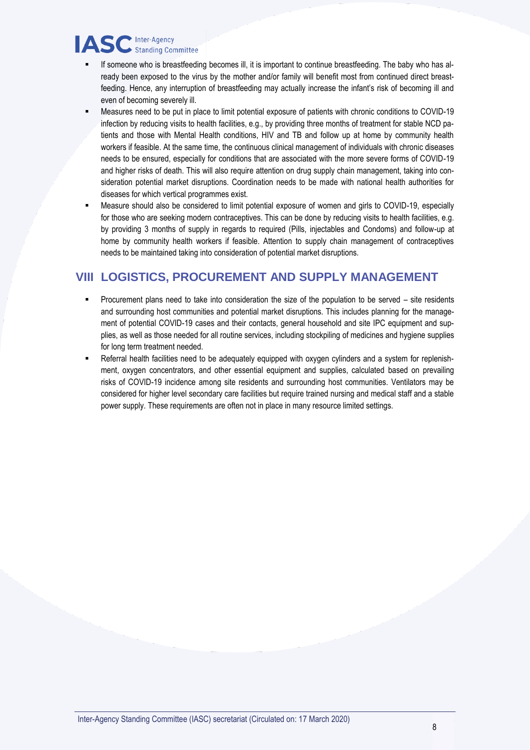- If someone who is breastfeeding becomes ill, it is important to continue breastfeeding. The baby who has already been exposed to the virus by the mother and/or family will benefit most from continued direct breastfeeding. Hence, any interruption of breastfeeding may actually increase the infant's risk of becoming ill and even of becoming severely ill.
- Measures need to be put in place to limit potential exposure of patients with chronic conditions to COVID-19 infection by reducing visits to health facilities, e.g., by providing three months of treatment for stable NCD patients and those with Mental Health conditions, HIV and TB and follow up at home by community health workers if feasible. At the same time, the continuous clinical management of individuals with chronic diseases needs to be ensured, especially for conditions that are associated with the more severe forms of COVID-19 and higher risks of death. This will also require attention on drug supply chain management, taking into consideration potential market disruptions. Coordination needs to be made with national health authorities for diseases for which vertical programmes exist.
- Measure should also be considered to limit potential exposure of women and girls to COVID-19, especially for those who are seeking modern contraceptives. This can be done by reducing visits to health facilities, e.g. by providing 3 months of supply in regards to required (Pills, injectables and Condoms) and follow-up at home by community health workers if feasible. Attention to supply chain management of contraceptives needs to be maintained taking into consideration of potential market disruptions.

## VIII LOGISTICS, PROCUREMENT AND SUPPLY MANAGEMENT

- Procurement plans need to take into consideration the size of the population to be served – site residents and surrounding host communities and potential market disruptions. This includes planning for the management of potential COVID-19 cases and their contacts, general household and site IPC equipment and supplies, as well as those needed for all routine services, including stockpiling of medicines and hygiene supplies for long term treatment needed.
- Referral health facilities need to be adequately equipped with oxygen cylinders and a system for replenishment, oxygen concentrators, and other essential equipment and supplies, calculated based on prevailing risks of COVID-19 incidence among site residents and surrounding host communities. Ventilators may be considered for higher level secondary care facilities but require trained nursing and medical staff and a stable power supply. These requirements are often not in place in many resource limited settings.